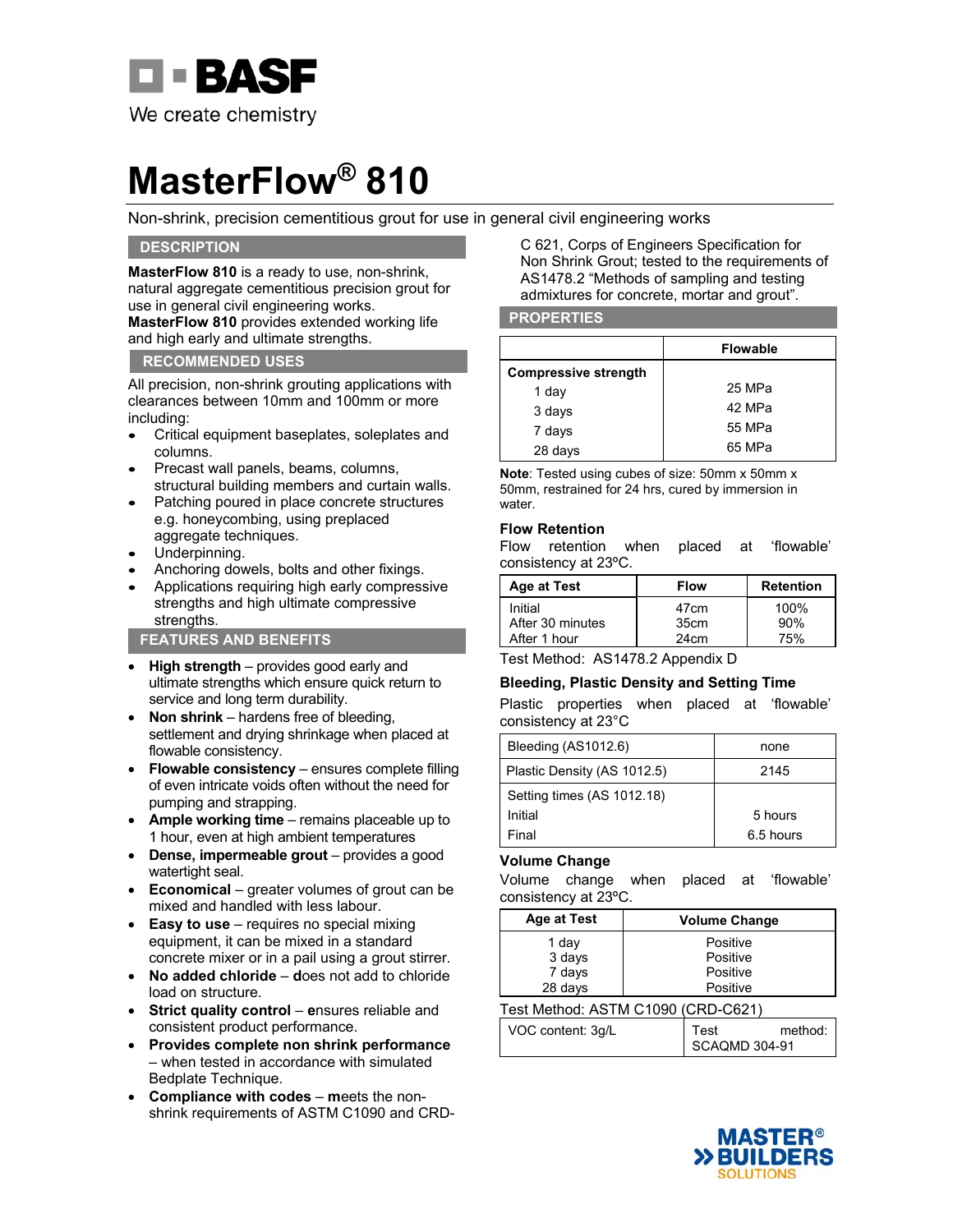# MasterFlow® 810

Non-shrink, precision cementitious grout for use in general civil engineering works

## DESCRIPTION

**MasterFlow 810** is a ready to use, non-shrink, natural aggregate cementitious precision grout for use in general civil engineering works.
**MasterFlow 810** provides extended working life and high early and ultimate strengths.

## RECOMMENDED USES

All precision, non-shrink grouting applications with clearances between 10mm and 100mm or more including:

- Critical equipment baseplates, soleplates and columns.
- Precast wall panels, beams, columns, structural building members and curtain walls.
- Patching poured in place concrete structures e.g. honeycombing, using preplaced aggregate techniques.
- Underpinning.
- Anchoring dowels, bolts and other fixings.
- Applications requiring high early compressive strengths and high ultimate compressive strengths.

## FEATURES AND BENEFITS

- **High strength** – provides good early and ultimate strengths which ensure quick return to service and long term durability.
- **Non shrink** – hardens free of bleeding, settlement and drying shrinkage when placed at flowable consistency.
- **Flowable consistency** – ensures complete filling of even intricate voids often without the need for pumping and strapping.
- **Ample working time** – remains placeable up to 1 hour, even at high ambient temperatures
- **Dense, impermeable grout** – provides a good watertight seal.
- **Economical** – greater volumes of grout can be mixed and handled with less labour.
- **Easy to use** – requires no special mixing equipment, it can be mixed in a standard concrete mixer or in a pail using a grout stirrer.
- **No added chloride** – **d**oes not add to chloride load on structure.
- **Strict quality control** – **e**nsures reliable and consistent product performance.
- **Provides complete non shrink performance** – when tested in accordance with simulated Bedplate Technique.
- **Compliance with codes** – **m**eets the non-shrink requirements of ASTM C1090 and CRD-C 621, Corps of Engineers Specification for Non Shrink Grout; tested to the requirements of AS1478.2 "Methods of sampling and testing admixtures for concrete, mortar and grout".

## PROPERTIES

| | Flowable |
|---|---|
| **Compressive strength** | |
| 1 day | 25 MPa |
| 3 days | 42 MPa |
| 7 days | 55 MPa |
| 28 days | 65 MPa |

**Note**: Tested using cubes of size: 50mm x 50mm x 50mm, restrained for 24 hrs, cured by immersion in water.

### Flow Retention

Flow retention when placed at 'flowable' consistency at 23ºC.

| Age at Test | Flow | Retention |
|---|---|---|
| Initial | 47cm | 100% |
| After 30 minutes | 35cm | 90% |
| After 1 hour | 24cm | 75% |

Test Method: AS1478.2 Appendix D

### Bleeding, Plastic Density and Setting Time

Plastic properties when placed at 'flowable' consistency at 23°C

| | |
|---|---|
| Bleeding (AS1012.6) | none |
| Plastic Density (AS 1012.5) | 2145 |
| Setting times (AS 1012.18) | |
| Initial | 5 hours |
| Final | 6.5 hours |

### Volume Change

Volume change when placed at 'flowable' consistency at 23ºC.

| Age at Test | Volume Change |
|---|---|
| 1 day | Positive |
| 3 days | Positive |
| 7 days | Positive |
| 28 days | Positive |

Test Method: ASTM C1090 (CRD-C621)

| | |
|---|---|
| VOC content: 3g/L | Test method: SCAQMD 304-91 |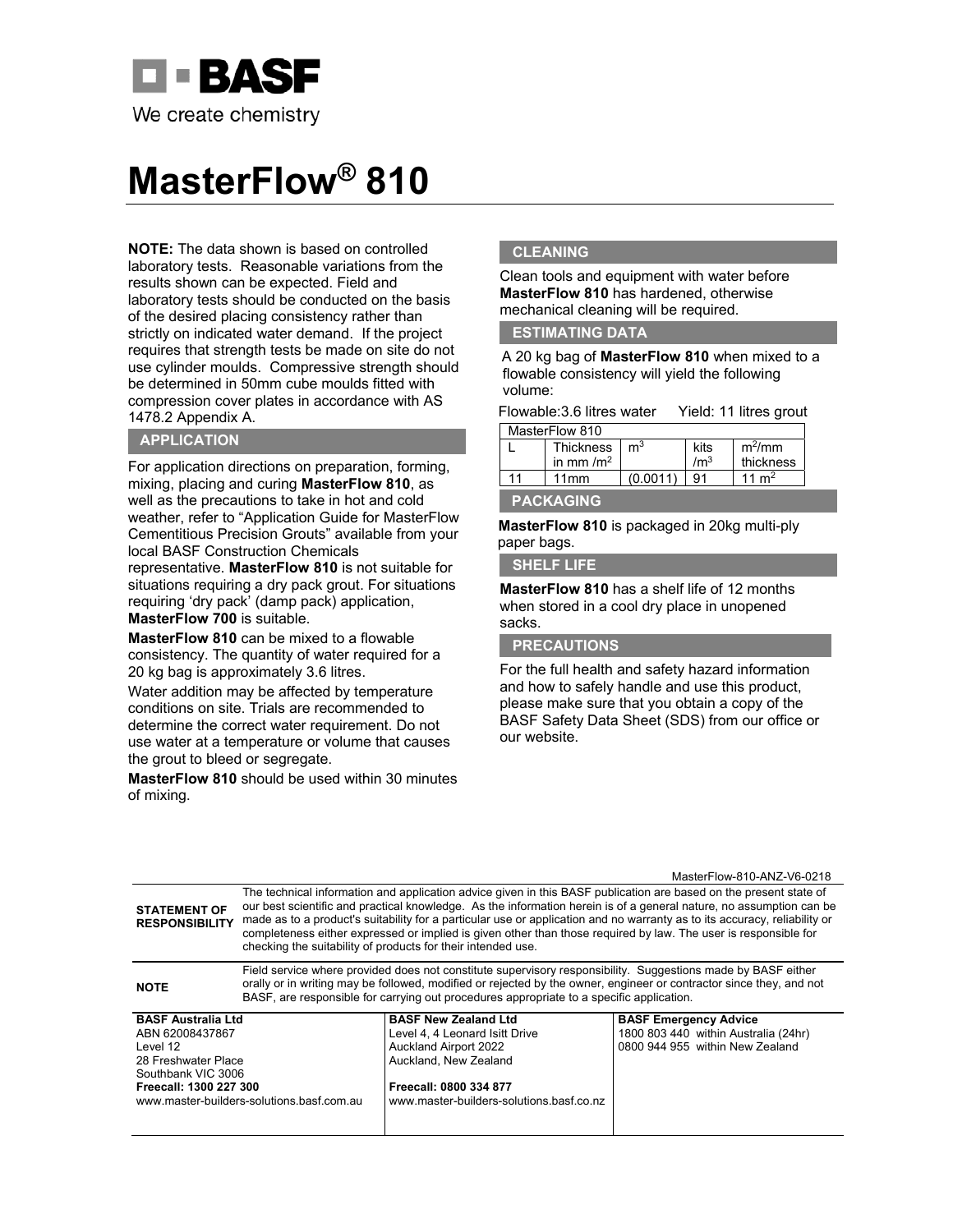BASF

We create chemistry

# MasterFlow® 810

**NOTE:** The data shown is based on controlled laboratory tests. Reasonable variations from the results shown can be expected. Field and laboratory tests should be conducted on the basis of the desired placing consistency rather than strictly on indicated water demand. If the project requires that strength tests be made on site do not use cylinder moulds. Compressive strength should be determined in 50mm cube moulds fitted with compression cover plates in accordance with AS 1478.2 Appendix A.

## APPLICATION

For application directions on preparation, forming, mixing, placing and curing **MasterFlow 810**, as well as the precautions to take in hot and cold weather, refer to "Application Guide for MasterFlow Cementitious Precision Grouts" available from your local BASF Construction Chemicals representative. **MasterFlow 810** is not suitable for situations requiring a dry pack grout. For situations requiring 'dry pack' (damp pack) application, **MasterFlow 700** is suitable.

**MasterFlow 810** can be mixed to a flowable consistency. The quantity of water required for a 20 kg bag is approximately 3.6 litres.

Water addition may be affected by temperature conditions on site. Trials are recommended to determine the correct water requirement. Do not use water at a temperature or volume that causes the grout to bleed or segregate.

**MasterFlow 810** should be used within 30 minutes of mixing.

## CLEANING

Clean tools and equipment with water before **MasterFlow 810** has hardened, otherwise mechanical cleaning will be required.

## ESTIMATING DATA

A 20 kg bag of **MasterFlow 810** when mixed to a flowable consistency will yield the following volume:

Flowable:3.6 litres water Yield: 11 litres grout

| MasterFlow 810 | | | | |
|---|---|---|---|---|
| L | Thickness in mm /$m^2$ | $m^3$ | kits /$m^3$ | $m^2$/mm thickness |
| 11 | 11mm | (0.0011) | 91 | 11 $m^2$ |

## PACKAGING

**MasterFlow 810** is packaged in 20kg multi-ply paper bags.

## SHELF LIFE

**MasterFlow 810** has a shelf life of 12 months when stored in a cool dry place in unopened sacks.

## PRECAUTIONS

For the full health and safety hazard information and how to safely handle and use this product, please make sure that you obtain a copy of the BASF Safety Data Sheet (SDS) from our office or our website.

MasterFlow-810-ANZ-V6-0218

**STATEMENT OF RESPONSIBILITY** The technical information and application advice given in this BASF publication are based on the present state of our best scientific and practical knowledge. As the information herein is of a general nature, no assumption can be made as to a product's suitability for a particular use or application and no warranty as to its accuracy, reliability or completeness either expressed or implied is given other than those required by law. The user is responsible for checking the suitability of products for their intended use.

**NOTE** Field service where provided does not constitute supervisory responsibility. Suggestions made by BASF either orally or in writing may be followed, modified or rejected by the owner, engineer or contractor since they, and not BASF, are responsible for carrying out procedures appropriate to a specific application.

| | | |
|---|---|---|
| **BASF Australia Ltd**<br>ABN 62008437867<br>Level 12<br>28 Freshwater Place<br>Southbank VIC 3006<br>**Freecall: 1300 227 300**<br>www.master-builders-solutions.basf.com.au | **BASF New Zealand Ltd**<br>Level 4, 4 Leonard Isitt Drive<br>Auckland Airport 2022<br>Auckland, New Zealand<br><br>**Freecall: 0800 334 877**<br>www.master-builders-solutions.basf.co.nz | **BASF Emergency Advice**<br>1800 803 440 within Australia (24hr)<br>0800 944 955 within New Zealand |